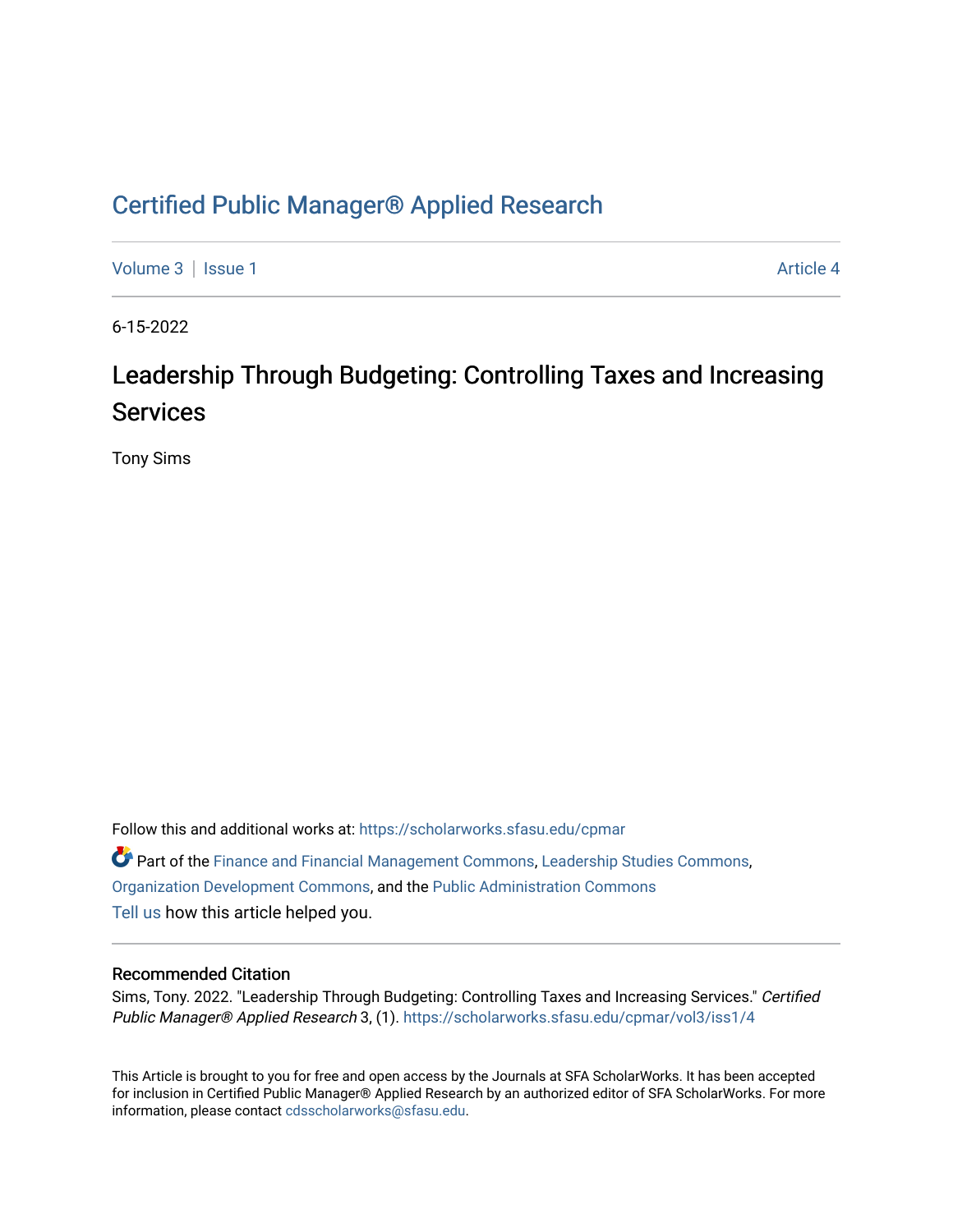# Certified Public Manager® Applied Research

Volume 3 | Issue 1 Article 4

6-15-2022

## Leadership Through Budgeting: Controlling Taxes and Increasing Services

Tony Sims

Follow this and additional works at: https://scholarworks.sfasu.edu/cpmar

Part of the Finance and Financial Management Commons, Leadership Studies Commons, Organization Development Commons, and the Public Administration Commons

Tell us how this article helped you.

### Recommended Citation

Sims, Tony. 2022. "Leadership Through Budgeting: Controlling Taxes and Increasing Services." *Certified Public Manager® Applied Research* 3, (1). https://scholarworks.sfasu.edu/cpmar/vol3/iss1/4

This Article is brought to you for free and open access by the Journals at SFA ScholarWorks. It has been accepted for inclusion in Certified Public Manager® Applied Research by an authorized editor of SFA ScholarWorks. For more information, please contact cdsscholarworks@sfasu.edu.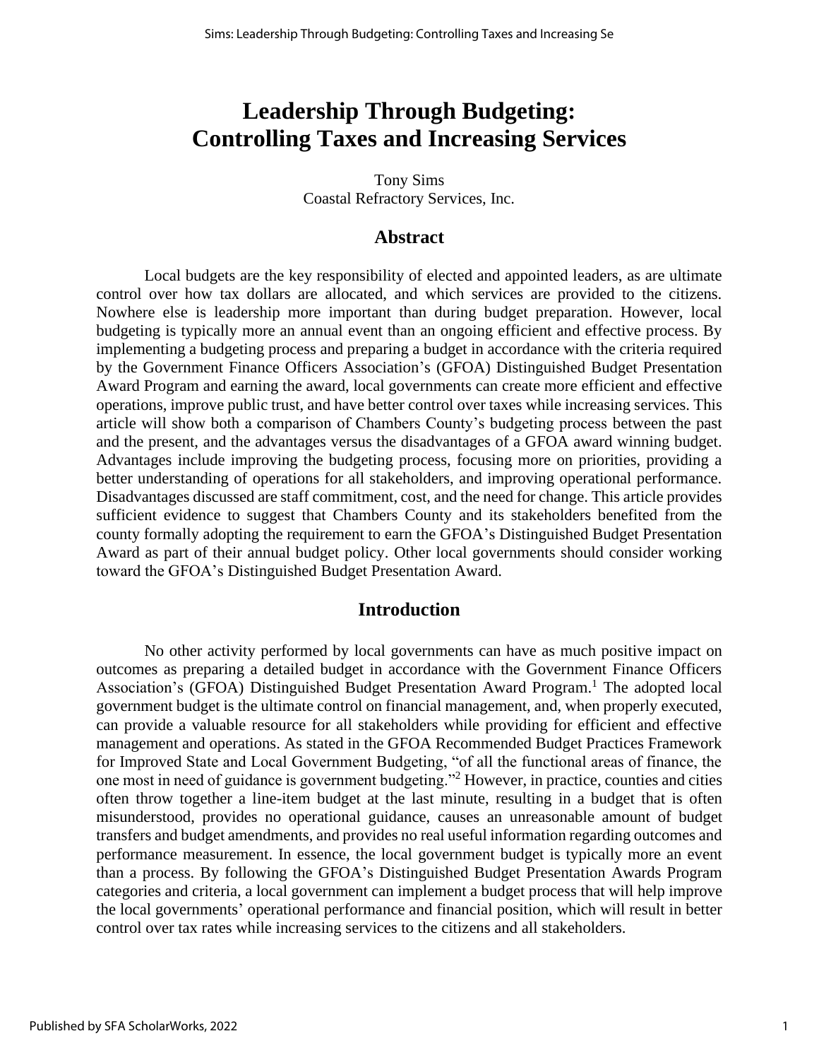# Leadership Through Budgeting: Controlling Taxes and Increasing Services

Tony Sims
Coastal Refractory Services, Inc.

## Abstract

Local budgets are the key responsibility of elected and appointed leaders, as are ultimate control over how tax dollars are allocated, and which services are provided to the citizens. Nowhere else is leadership more important than during budget preparation. However, local budgeting is typically more an annual event than an ongoing efficient and effective process. By implementing a budgeting process and preparing a budget in accordance with the criteria required by the Government Finance Officers Association's (GFOA) Distinguished Budget Presentation Award Program and earning the award, local governments can create more efficient and effective operations, improve public trust, and have better control over taxes while increasing services. This article will show both a comparison of Chambers County's budgeting process between the past and the present, and the advantages versus the disadvantages of a GFOA award winning budget. Advantages include improving the budgeting process, focusing more on priorities, providing a better understanding of operations for all stakeholders, and improving operational performance. Disadvantages discussed are staff commitment, cost, and the need for change. This article provides sufficient evidence to suggest that Chambers County and its stakeholders benefited from the county formally adopting the requirement to earn the GFOA's Distinguished Budget Presentation Award as part of their annual budget policy. Other local governments should consider working toward the GFOA's Distinguished Budget Presentation Award.

## Introduction

No other activity performed by local governments can have as much positive impact on outcomes as preparing a detailed budget in accordance with the Government Finance Officers Association's (GFOA) Distinguished Budget Presentation Award Program.[1] The adopted local government budget is the ultimate control on financial management, and, when properly executed, can provide a valuable resource for all stakeholders while providing for efficient and effective management and operations. As stated in the GFOA Recommended Budget Practices Framework for Improved State and Local Government Budgeting, "of all the functional areas of finance, the one most in need of guidance is government budgeting."[2] However, in practice, counties and cities often throw together a line-item budget at the last minute, resulting in a budget that is often misunderstood, provides no operational guidance, causes an unreasonable amount of budget transfers and budget amendments, and provides no real useful information regarding outcomes and performance measurement. In essence, the local government budget is typically more an event than a process. By following the GFOA's Distinguished Budget Presentation Awards Program categories and criteria, a local government can implement a budget process that will help improve the local governments' operational performance and financial position, which will result in better control over tax rates while increasing services to the citizens and all stakeholders.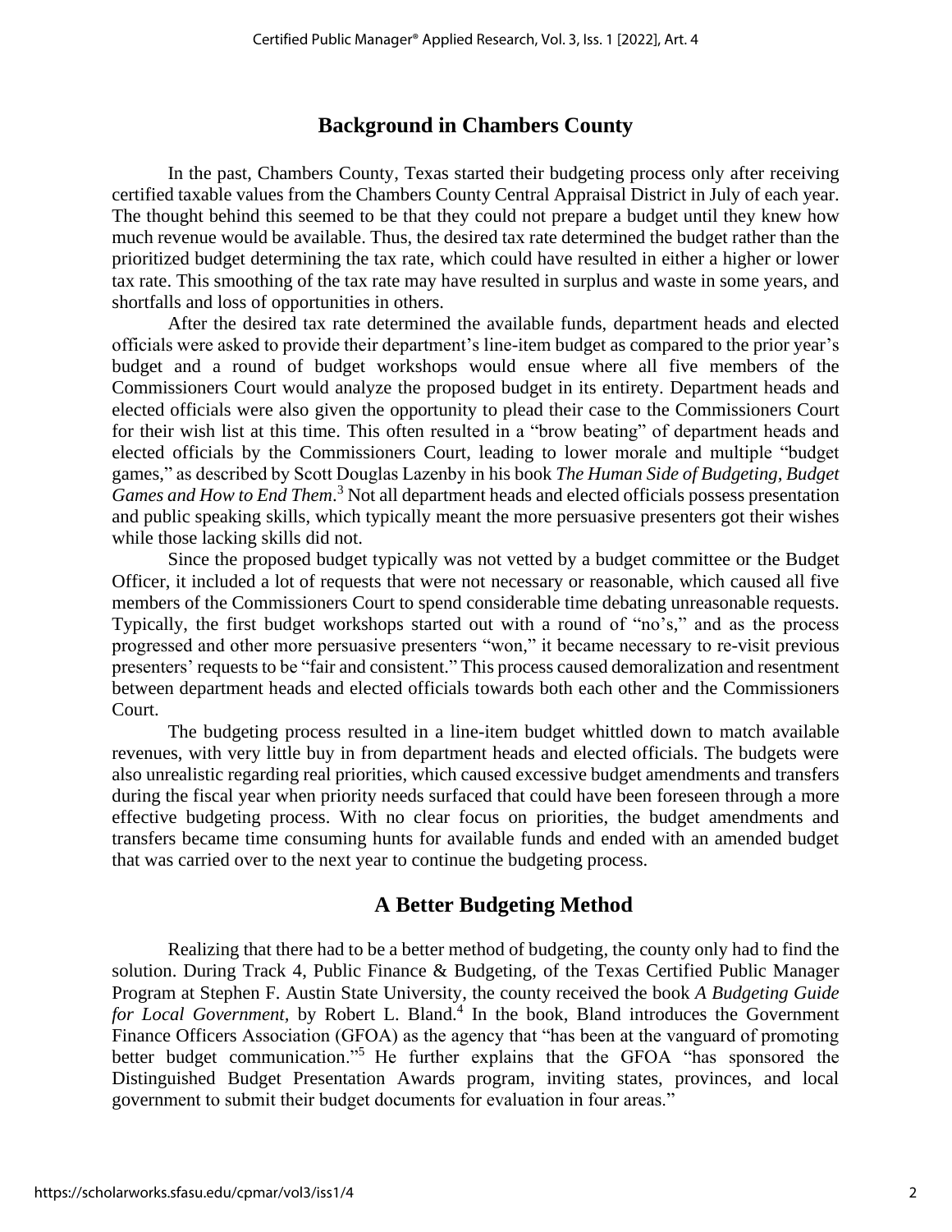## Background in Chambers County

In the past, Chambers County, Texas started their budgeting process only after receiving certified taxable values from the Chambers County Central Appraisal District in July of each year. The thought behind this seemed to be that they could not prepare a budget until they knew how much revenue would be available. Thus, the desired tax rate determined the budget rather than the prioritized budget determining the tax rate, which could have resulted in either a higher or lower tax rate. This smoothing of the tax rate may have resulted in surplus and waste in some years, and shortfalls and loss of opportunities in others.

After the desired tax rate determined the available funds, department heads and elected officials were asked to provide their department's line-item budget as compared to the prior year's budget and a round of budget workshops would ensue where all five members of the Commissioners Court would analyze the proposed budget in its entirety. Department heads and elected officials were also given the opportunity to plead their case to the Commissioners Court for their wish list at this time. This often resulted in a "brow beating" of department heads and elected officials by the Commissioners Court, leading to lower morale and multiple "budget games," as described by Scott Douglas Lazenby in his book *The Human Side of Budgeting, Budget Games and How to End Them*.[3] Not all department heads and elected officials possess presentation and public speaking skills, which typically meant the more persuasive presenters got their wishes while those lacking skills did not.

Since the proposed budget typically was not vetted by a budget committee or the Budget Officer, it included a lot of requests that were not necessary or reasonable, which caused all five members of the Commissioners Court to spend considerable time debating unreasonable requests. Typically, the first budget workshops started out with a round of "no's," and as the process progressed and other more persuasive presenters "won," it became necessary to re-visit previous presenters' requests to be "fair and consistent." This process caused demoralization and resentment between department heads and elected officials towards both each other and the Commissioners Court.

The budgeting process resulted in a line-item budget whittled down to match available revenues, with very little buy in from department heads and elected officials. The budgets were also unrealistic regarding real priorities, which caused excessive budget amendments and transfers during the fiscal year when priority needs surfaced that could have been foreseen through a more effective budgeting process. With no clear focus on priorities, the budget amendments and transfers became time consuming hunts for available funds and ended with an amended budget that was carried over to the next year to continue the budgeting process.

## A Better Budgeting Method

Realizing that there had to be a better method of budgeting, the county only had to find the solution. During Track 4, Public Finance & Budgeting, of the Texas Certified Public Manager Program at Stephen F. Austin State University, the county received the book *A Budgeting Guide for Local Government*, by Robert L. Bland.[4] In the book, Bland introduces the Government Finance Officers Association (GFOA) as the agency that "has been at the vanguard of promoting better budget communication."[5] He further explains that the GFOA "has sponsored the Distinguished Budget Presentation Awards program, inviting states, provinces, and local government to submit their budget documents for evaluation in four areas."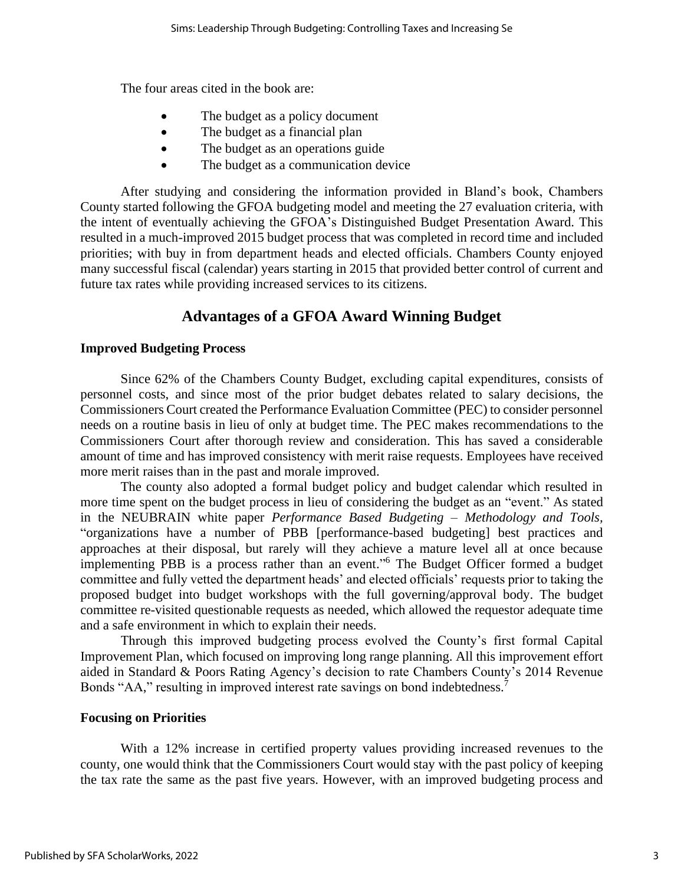The four areas cited in the book are:

- The budget as a policy document
- The budget as a financial plan
- The budget as an operations guide
- The budget as a communication device

After studying and considering the information provided in Bland's book, Chambers County started following the GFOA budgeting model and meeting the 27 evaluation criteria, with the intent of eventually achieving the GFOA's Distinguished Budget Presentation Award. This resulted in a much-improved 2015 budget process that was completed in record time and included priorities; with buy in from department heads and elected officials. Chambers County enjoyed many successful fiscal (calendar) years starting in 2015 that provided better control of current and future tax rates while providing increased services to its citizens.

## Advantages of a GFOA Award Winning Budget

### Improved Budgeting Process

Since 62% of the Chambers County Budget, excluding capital expenditures, consists of personnel costs, and since most of the prior budget debates related to salary decisions, the Commissioners Court created the Performance Evaluation Committee (PEC) to consider personnel needs on a routine basis in lieu of only at budget time. The PEC makes recommendations to the Commissioners Court after thorough review and consideration. This has saved a considerable amount of time and has improved consistency with merit raise requests. Employees have received more merit raises than in the past and morale improved.

The county also adopted a formal budget policy and budget calendar which resulted in more time spent on the budget process in lieu of considering the budget as an "event." As stated in the NEUBRAIN white paper *Performance Based Budgeting – Methodology and Tools*, "organizations have a number of PBB [performance-based budgeting] best practices and approaches at their disposal, but rarely will they achieve a mature level all at once because implementing PBB is a process rather than an event."[6] The Budget Officer formed a budget committee and fully vetted the department heads' and elected officials' requests prior to taking the proposed budget into budget workshops with the full governing/approval body. The budget committee re-visited questionable requests as needed, which allowed the requestor adequate time and a safe environment in which to explain their needs.

Through this improved budgeting process evolved the County's first formal Capital Improvement Plan, which focused on improving long range planning. All this improvement effort aided in Standard & Poors Rating Agency's decision to rate Chambers County's 2014 Revenue Bonds "AA," resulting in improved interest rate savings on bond indebtedness.[7]

### Focusing on Priorities

With a 12% increase in certified property values providing increased revenues to the county, one would think that the Commissioners Court would stay with the past policy of keeping the tax rate the same as the past five years. However, with an improved budgeting process and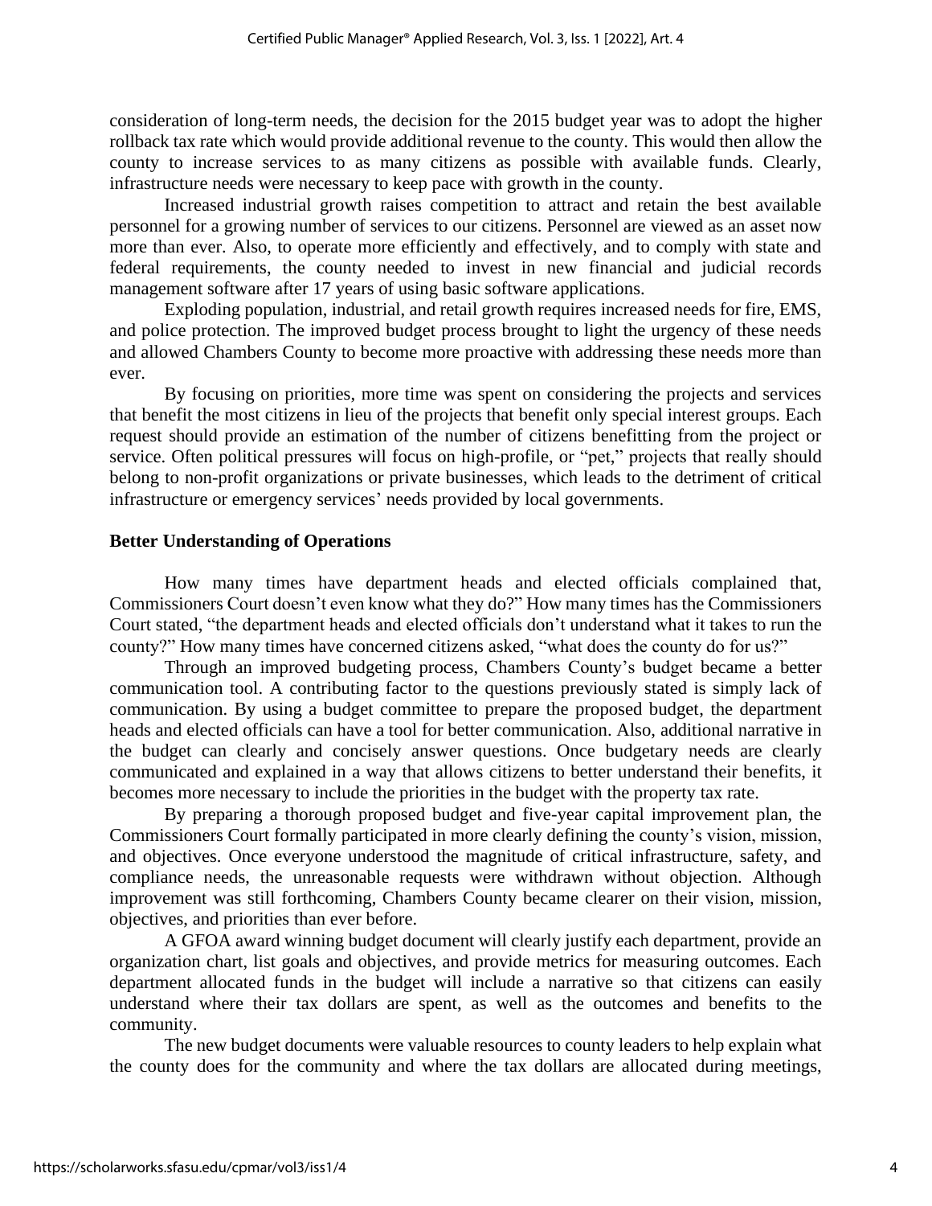consideration of long-term needs, the decision for the 2015 budget year was to adopt the higher rollback tax rate which would provide additional revenue to the county. This would then allow the county to increase services to as many citizens as possible with available funds. Clearly, infrastructure needs were necessary to keep pace with growth in the county.

Increased industrial growth raises competition to attract and retain the best available personnel for a growing number of services to our citizens. Personnel are viewed as an asset now more than ever. Also, to operate more efficiently and effectively, and to comply with state and federal requirements, the county needed to invest in new financial and judicial records management software after 17 years of using basic software applications.

Exploding population, industrial, and retail growth requires increased needs for fire, EMS, and police protection. The improved budget process brought to light the urgency of these needs and allowed Chambers County to become more proactive with addressing these needs more than ever.

By focusing on priorities, more time was spent on considering the projects and services that benefit the most citizens in lieu of the projects that benefit only special interest groups. Each request should provide an estimation of the number of citizens benefitting from the project or service. Often political pressures will focus on high-profile, or "pet," projects that really should belong to non-profit organizations or private businesses, which leads to the detriment of critical infrastructure or emergency services' needs provided by local governments.

**Better Understanding of Operations**

How many times have department heads and elected officials complained that, Commissioners Court doesn't even know what they do?" How many times has the Commissioners Court stated, "the department heads and elected officials don't understand what it takes to run the county?" How many times have concerned citizens asked, "what does the county do for us?"

Through an improved budgeting process, Chambers County's budget became a better communication tool. A contributing factor to the questions previously stated is simply lack of communication. By using a budget committee to prepare the proposed budget, the department heads and elected officials can have a tool for better communication. Also, additional narrative in the budget can clearly and concisely answer questions. Once budgetary needs are clearly communicated and explained in a way that allows citizens to better understand their benefits, it becomes more necessary to include the priorities in the budget with the property tax rate.

By preparing a thorough proposed budget and five-year capital improvement plan, the Commissioners Court formally participated in more clearly defining the county's vision, mission, and objectives. Once everyone understood the magnitude of critical infrastructure, safety, and compliance needs, the unreasonable requests were withdrawn without objection. Although improvement was still forthcoming, Chambers County became clearer on their vision, mission, objectives, and priorities than ever before.

A GFOA award winning budget document will clearly justify each department, provide an organization chart, list goals and objectives, and provide metrics for measuring outcomes. Each department allocated funds in the budget will include a narrative so that citizens can easily understand where their tax dollars are spent, as well as the outcomes and benefits to the community.

The new budget documents were valuable resources to county leaders to help explain what the county does for the community and where the tax dollars are allocated during meetings,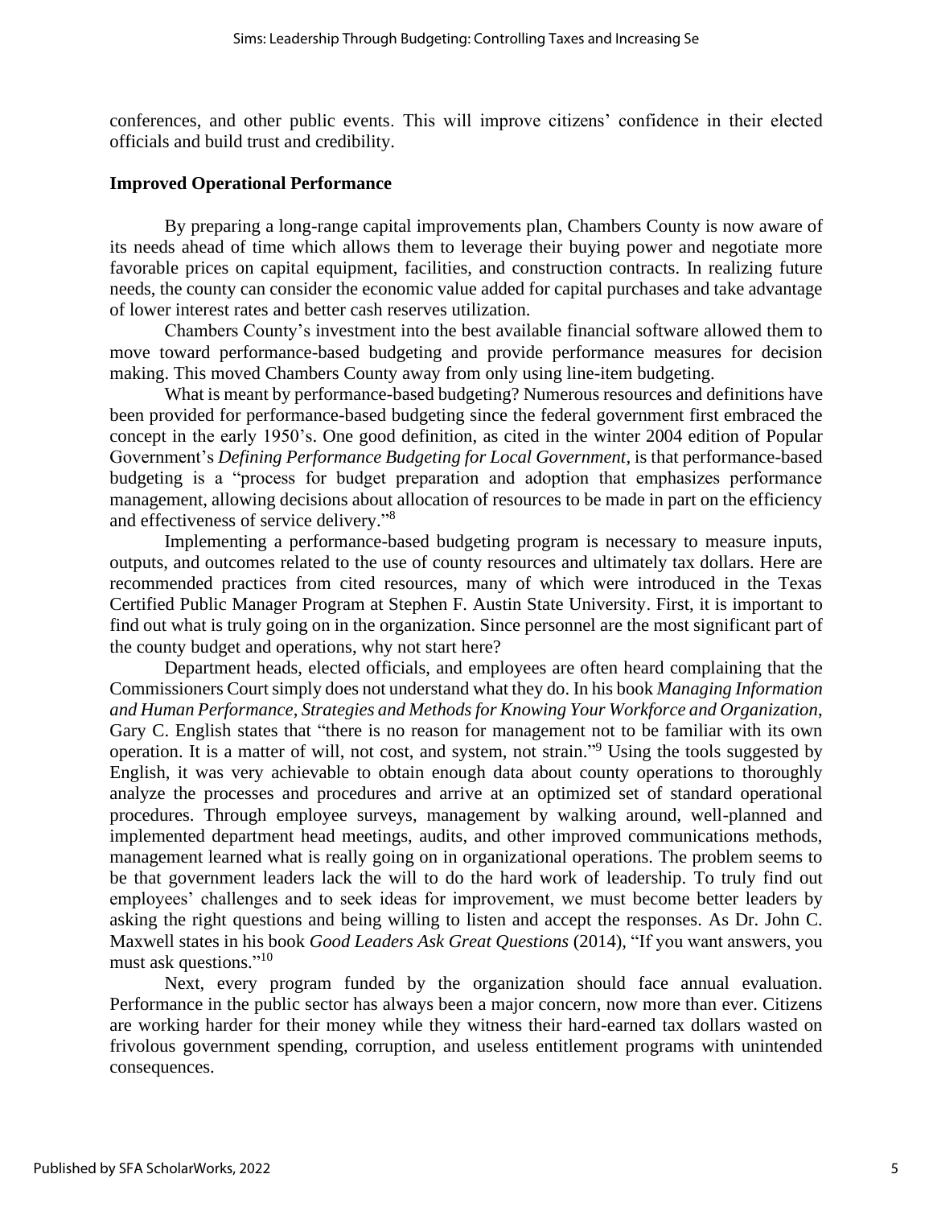conferences, and other public events. This will improve citizens' confidence in their elected officials and build trust and credibility.

### Improved Operational Performance

By preparing a long-range capital improvements plan, Chambers County is now aware of its needs ahead of time which allows them to leverage their buying power and negotiate more favorable prices on capital equipment, facilities, and construction contracts. In realizing future needs, the county can consider the economic value added for capital purchases and take advantage of lower interest rates and better cash reserves utilization.

Chambers County's investment into the best available financial software allowed them to move toward performance-based budgeting and provide performance measures for decision making. This moved Chambers County away from only using line-item budgeting.

What is meant by performance-based budgeting? Numerous resources and definitions have been provided for performance-based budgeting since the federal government first embraced the concept in the early 1950's. One good definition, as cited in the winter 2004 edition of Popular Government's *Defining Performance Budgeting for Local Government*, is that performance-based budgeting is a "process for budget preparation and adoption that emphasizes performance management, allowing decisions about allocation of resources to be made in part on the efficiency and effectiveness of service delivery."[8]

Implementing a performance-based budgeting program is necessary to measure inputs, outputs, and outcomes related to the use of county resources and ultimately tax dollars. Here are recommended practices from cited resources, many of which were introduced in the Texas Certified Public Manager Program at Stephen F. Austin State University. First, it is important to find out what is truly going on in the organization. Since personnel are the most significant part of the county budget and operations, why not start here?

Department heads, elected officials, and employees are often heard complaining that the Commissioners Court simply does not understand what they do. In his book *Managing Information and Human Performance, Strategies and Methods for Knowing Your Workforce and Organization*, Gary C. English states that "there is no reason for management not to be familiar with its own operation. It is a matter of will, not cost, and system, not strain."[9] Using the tools suggested by English, it was very achievable to obtain enough data about county operations to thoroughly analyze the processes and procedures and arrive at an optimized set of standard operational procedures. Through employee surveys, management by walking around, well-planned and implemented department head meetings, audits, and other improved communications methods, management learned what is really going on in organizational operations. The problem seems to be that government leaders lack the will to do the hard work of leadership. To truly find out employees' challenges and to seek ideas for improvement, we must become better leaders by asking the right questions and being willing to listen and accept the responses. As Dr. John C. Maxwell states in his book *Good Leaders Ask Great Questions* (2014), "If you want answers, you must ask questions."[10]

Next, every program funded by the organization should face annual evaluation. Performance in the public sector has always been a major concern, now more than ever. Citizens are working harder for their money while they witness their hard-earned tax dollars wasted on frivolous government spending, corruption, and useless entitlement programs with unintended consequences.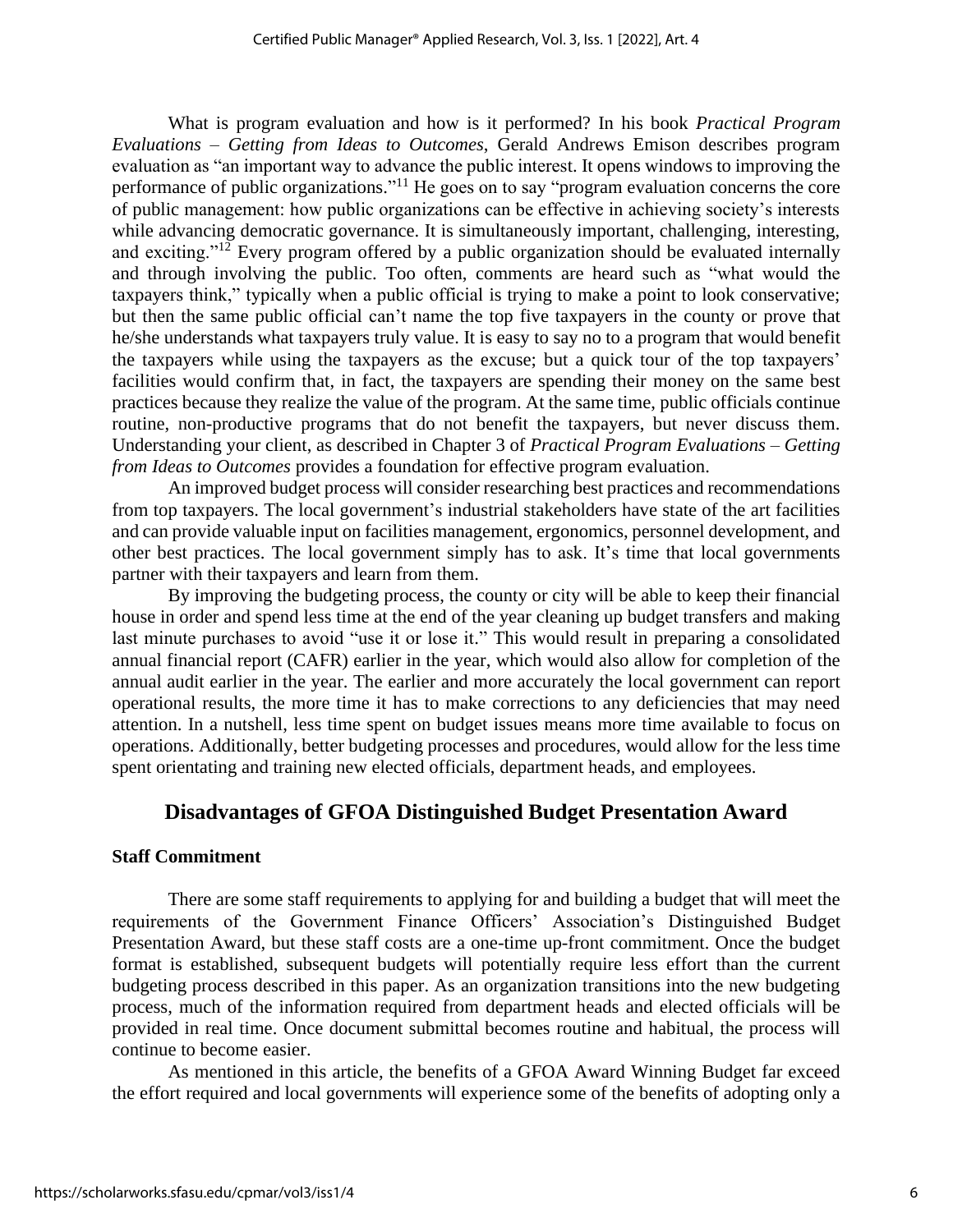What is program evaluation and how is it performed? In his book *Practical Program Evaluations – Getting from Ideas to Outcomes*, Gerald Andrews Emison describes program evaluation as "an important way to advance the public interest. It opens windows to improving the performance of public organizations."[11] He goes on to say "program evaluation concerns the core of public management: how public organizations can be effective in achieving society's interests while advancing democratic governance. It is simultaneously important, challenging, interesting, and exciting."[12] Every program offered by a public organization should be evaluated internally and through involving the public. Too often, comments are heard such as "what would the taxpayers think," typically when a public official is trying to make a point to look conservative; but then the same public official can't name the top five taxpayers in the county or prove that he/she understands what taxpayers truly value. It is easy to say no to a program that would benefit the taxpayers while using the taxpayers as the excuse; but a quick tour of the top taxpayers' facilities would confirm that, in fact, the taxpayers are spending their money on the same best practices because they realize the value of the program. At the same time, public officials continue routine, non-productive programs that do not benefit the taxpayers, but never discuss them. Understanding your client, as described in Chapter 3 of *Practical Program Evaluations – Getting from Ideas to Outcomes* provides a foundation for effective program evaluation.

An improved budget process will consider researching best practices and recommendations from top taxpayers. The local government's industrial stakeholders have state of the art facilities and can provide valuable input on facilities management, ergonomics, personnel development, and other best practices. The local government simply has to ask. It's time that local governments partner with their taxpayers and learn from them.

By improving the budgeting process, the county or city will be able to keep their financial house in order and spend less time at the end of the year cleaning up budget transfers and making last minute purchases to avoid "use it or lose it." This would result in preparing a consolidated annual financial report (CAFR) earlier in the year, which would also allow for completion of the annual audit earlier in the year. The earlier and more accurately the local government can report operational results, the more time it has to make corrections to any deficiencies that may need attention. In a nutshell, less time spent on budget issues means more time available to focus on operations. Additionally, better budgeting processes and procedures, would allow for the less time spent orientating and training new elected officials, department heads, and employees.

## Disadvantages of GFOA Distinguished Budget Presentation Award

### Staff Commitment

There are some staff requirements to applying for and building a budget that will meet the requirements of the Government Finance Officers' Association's Distinguished Budget Presentation Award, but these staff costs are a one-time up-front commitment. Once the budget format is established, subsequent budgets will potentially require less effort than the current budgeting process described in this paper. As an organization transitions into the new budgeting process, much of the information required from department heads and elected officials will be provided in real time. Once document submittal becomes routine and habitual, the process will continue to become easier.

As mentioned in this article, the benefits of a GFOA Award Winning Budget far exceed the effort required and local governments will experience some of the benefits of adopting only a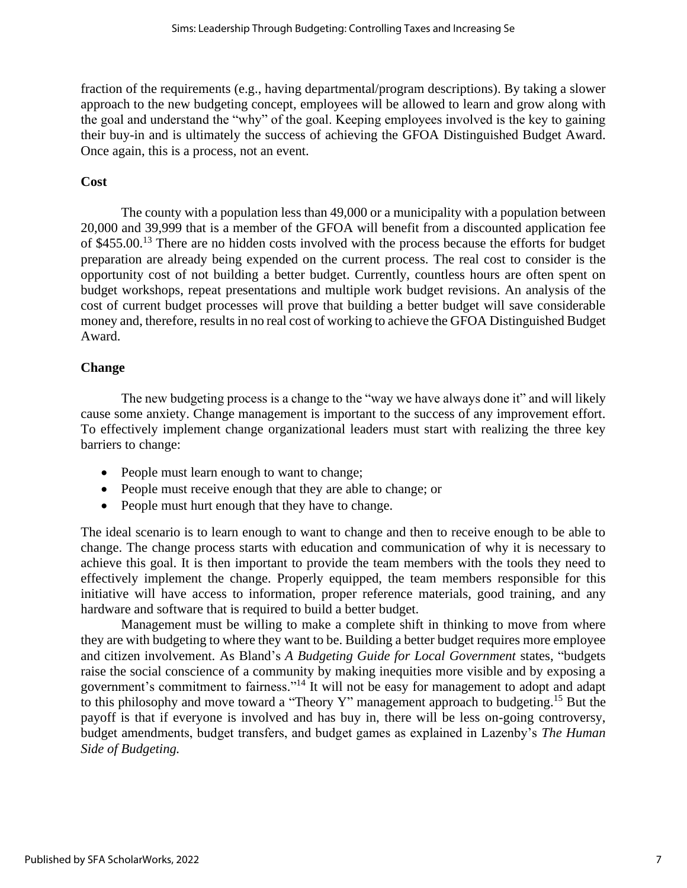fraction of the requirements (e.g., having departmental/program descriptions). By taking a slower approach to the new budgeting concept, employees will be allowed to learn and grow along with the goal and understand the "why" of the goal. Keeping employees involved is the key to gaining their buy-in and is ultimately the success of achieving the GFOA Distinguished Budget Award. Once again, this is a process, not an event.

**Cost**

The county with a population less than 49,000 or a municipality with a population between 20,000 and 39,999 that is a member of the GFOA will benefit from a discounted application fee of $455.00.[13] There are no hidden costs involved with the process because the efforts for budget preparation are already being expended on the current process. The real cost to consider is the opportunity cost of not building a better budget. Currently, countless hours are often spent on budget workshops, repeat presentations and multiple work budget revisions. An analysis of the cost of current budget processes will prove that building a better budget will save considerable money and, therefore, results in no real cost of working to achieve the GFOA Distinguished Budget Award.

**Change**

The new budgeting process is a change to the "way we have always done it" and will likely cause some anxiety. Change management is important to the success of any improvement effort. To effectively implement change organizational leaders must start with realizing the three key barriers to change:

- People must learn enough to want to change;
- People must receive enough that they are able to change; or
- People must hurt enough that they have to change.

The ideal scenario is to learn enough to want to change and then to receive enough to be able to change. The change process starts with education and communication of why it is necessary to achieve this goal. It is then important to provide the team members with the tools they need to effectively implement the change. Properly equipped, the team members responsible for this initiative will have access to information, proper reference materials, good training, and any hardware and software that is required to build a better budget.

Management must be willing to make a complete shift in thinking to move from where they are with budgeting to where they want to be. Building a better budget requires more employee and citizen involvement. As Bland's *A Budgeting Guide for Local Government* states, "budgets raise the social conscience of a community by making inequities more visible and by exposing a government's commitment to fairness."[14] It will not be easy for management to adopt and adapt to this philosophy and move toward a "Theory Y" management approach to budgeting.[15] But the payoff is that if everyone is involved and has buy in, there will be less on-going controversy, budget amendments, budget transfers, and budget games as explained in Lazenby's *The Human Side of Budgeting.*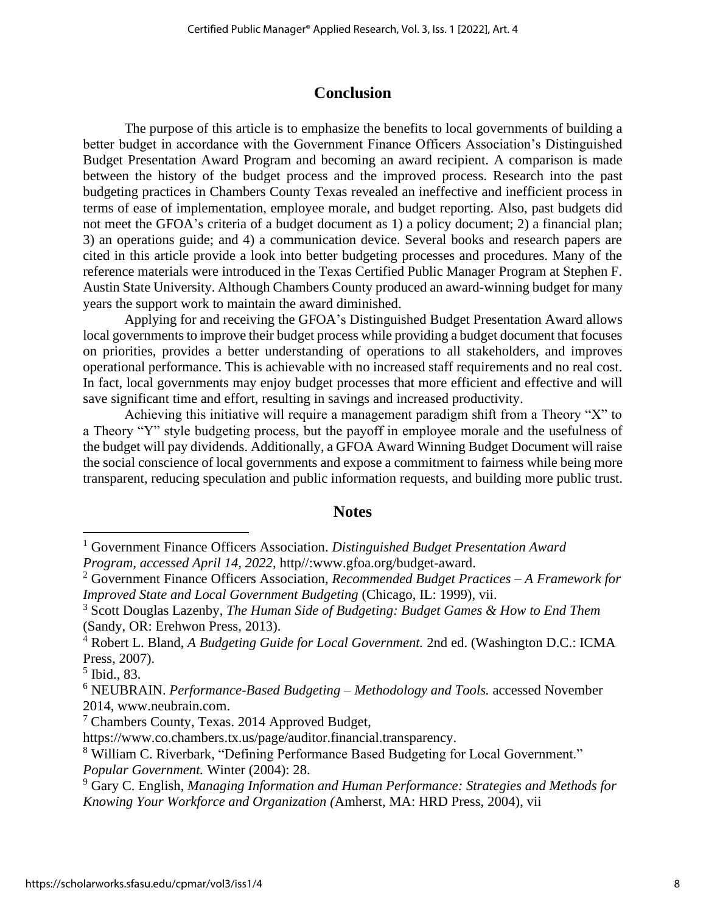## Conclusion

The purpose of this article is to emphasize the benefits to local governments of building a better budget in accordance with the Government Finance Officers Association's Distinguished Budget Presentation Award Program and becoming an award recipient. A comparison is made between the history of the budget process and the improved process. Research into the past budgeting practices in Chambers County Texas revealed an ineffective and inefficient process in terms of ease of implementation, employee morale, and budget reporting. Also, past budgets did not meet the GFOA's criteria of a budget document as 1) a policy document; 2) a financial plan; 3) an operations guide; and 4) a communication device. Several books and research papers are cited in this article provide a look into better budgeting processes and procedures. Many of the reference materials were introduced in the Texas Certified Public Manager Program at Stephen F. Austin State University. Although Chambers County produced an award-winning budget for many years the support work to maintain the award diminished.

Applying for and receiving the GFOA's Distinguished Budget Presentation Award allows local governments to improve their budget process while providing a budget document that focuses on priorities, provides a better understanding of operations to all stakeholders, and improves operational performance. This is achievable with no increased staff requirements and no real cost. In fact, local governments may enjoy budget processes that more efficient and effective and will save significant time and effort, resulting in savings and increased productivity.

Achieving this initiative will require a management paradigm shift from a Theory "X" to a Theory "Y" style budgeting process, but the payoff in employee morale and the usefulness of the budget will pay dividends. Additionally, a GFOA Award Winning Budget Document will raise the social conscience of local governments and expose a commitment to fairness while being more transparent, reducing speculation and public information requests, and building more public trust.

## Notes

[1] Government Finance Officers Association. *Distinguished Budget Presentation Award Program, accessed April 14, 2022,* http//:www.gfoa.org/budget-award.

[2] Government Finance Officers Association, *Recommended Budget Practices – A Framework for Improved State and Local Government Budgeting* (Chicago, IL: 1999), vii.

[3] Scott Douglas Lazenby, *The Human Side of Budgeting: Budget Games & How to End Them* (Sandy, OR: Erehwon Press, 2013).

[4] Robert L. Bland, *A Budgeting Guide for Local Government.* 2nd ed. (Washington D.C.: ICMA Press, 2007).

[5] Ibid., 83.

[6] NEUBRAIN. *Performance-Based Budgeting – Methodology and Tools.* accessed November 2014, www.neubrain.com.

[7] Chambers County, Texas. 2014 Approved Budget, https://www.co.chambers.tx.us/page/auditor.financial.transparency.

[8] William C. Riverbark, "Defining Performance Based Budgeting for Local Government." *Popular Government.* Winter (2004): 28.

[9] Gary C. English, *Managing Information and Human Performance: Strategies and Methods for Knowing Your Workforce and Organization (*Amherst, MA: HRD Press, 2004), vii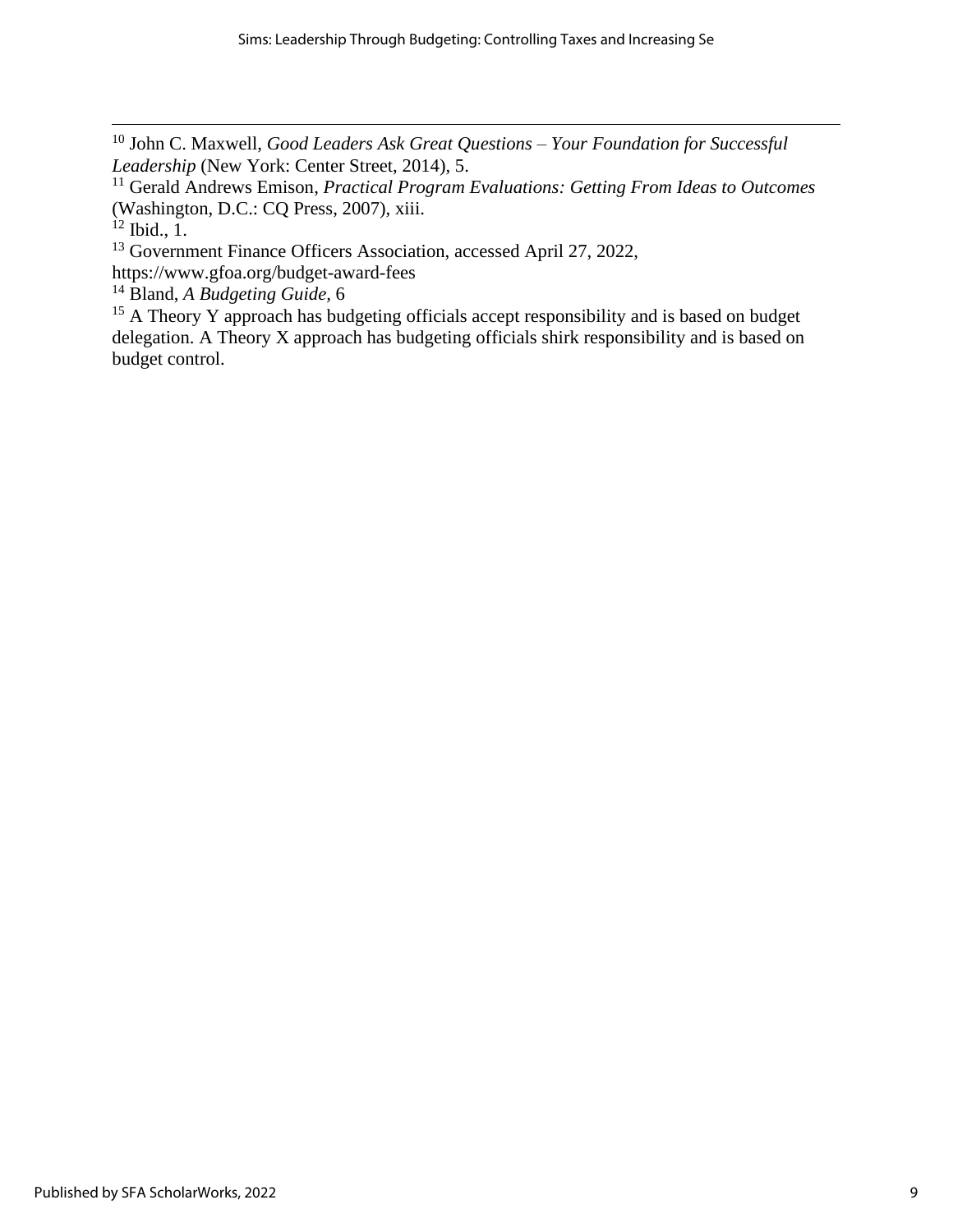[10] John C. Maxwell, *Good Leaders Ask Great Questions – Your Foundation for Successful Leadership* (New York: Center Street, 2014), 5.

[11] Gerald Andrews Emison, *Practical Program Evaluations: Getting From Ideas to Outcomes* (Washington, D.C.: CQ Press, 2007), xiii.

[12] Ibid., 1.

[13] Government Finance Officers Association, accessed April 27, 2022, https://www.gfoa.org/budget-award-fees

[14] Bland, *A Budgeting Guide*, 6

[15] A Theory Y approach has budgeting officials accept responsibility and is based on budget delegation. A Theory X approach has budgeting officials shirk responsibility and is based on budget control.